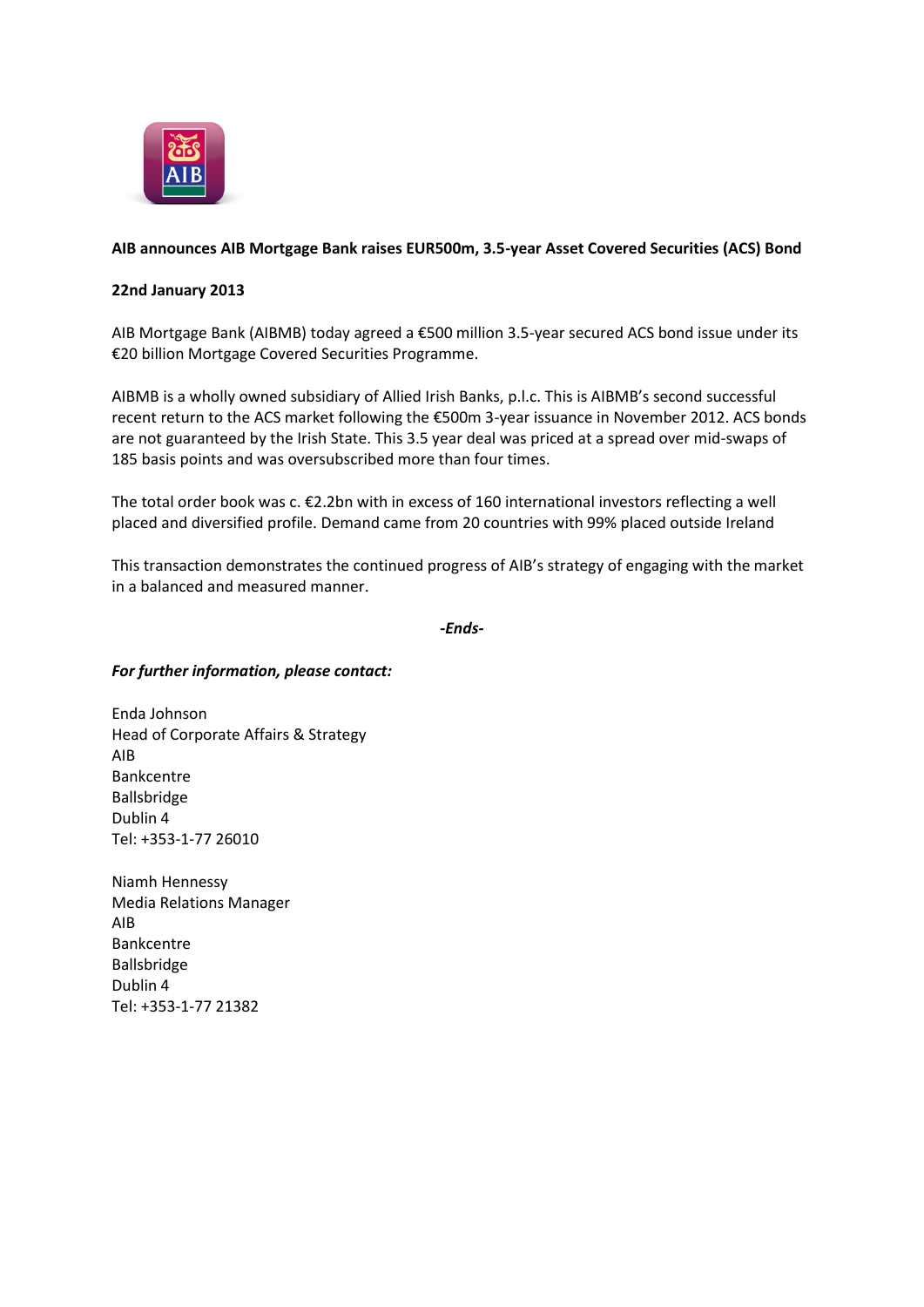**AIB announces AIB Mortgage Bank raises EUR500m, 3.5-year Asset Covered Securities (ACS) Bond**

**22nd January 2013**

AIB Mortgage Bank (AIBMB) today agreed a €500 million 3.5-year secured ACS bond issue under its €20 billion Mortgage Covered Securities Programme.

AIBMB is a wholly owned subsidiary of Allied Irish Banks, p.l.c. This is AIBMB's second successful recent return to the ACS market following the €500m 3-year issuance in November 2012. ACS bonds are not guaranteed by the Irish State. This 3.5 year deal was priced at a spread over mid-swaps of 185 basis points and was oversubscribed more than four times.

The total order book was c. €2.2bn with in excess of 160 international investors reflecting a well placed and diversified profile. Demand came from 20 countries with 99% placed outside Ireland

This transaction demonstrates the continued progress of AIB's strategy of engaging with the market in a balanced and measured manner.

***-Ends-***

***For further information, please contact:***

Enda Johnson
Head of Corporate Affairs & Strategy
AIB
Bankcentre
Ballsbridge
Dublin 4
Tel: +353-1-77 26010

Niamh Hennessy
Media Relations Manager
AIB
Bankcentre
Ballsbridge
Dublin 4
Tel: +353-1-77 21382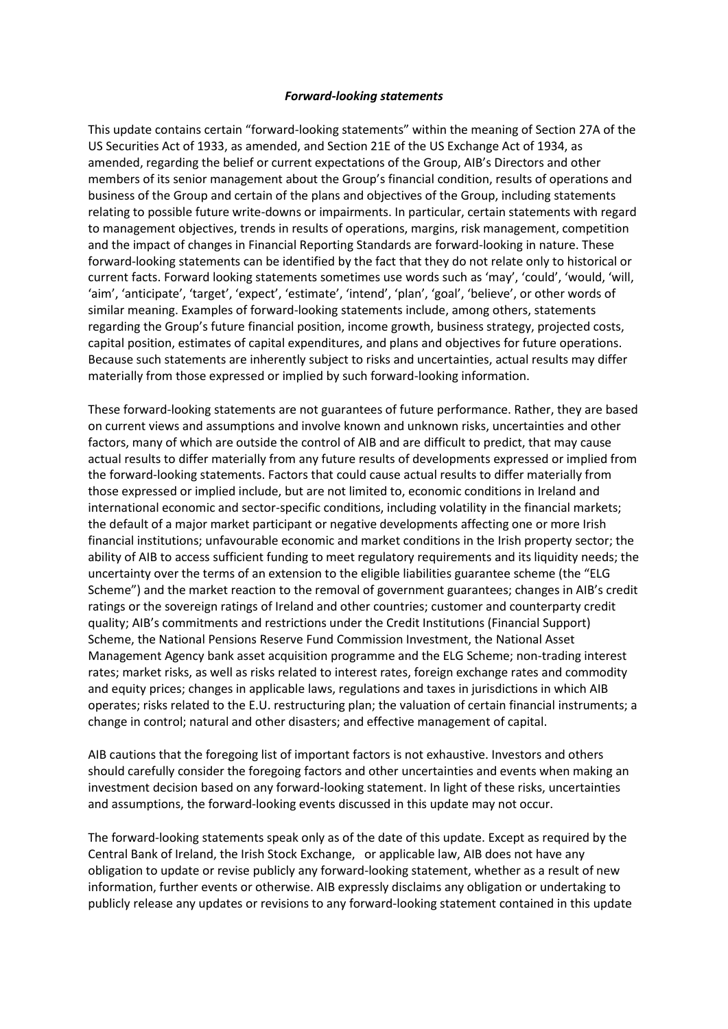### *Forward-looking statements*

This update contains certain "forward-looking statements" within the meaning of Section 27A of the US Securities Act of 1933, as amended, and Section 21E of the US Exchange Act of 1934, as amended, regarding the belief or current expectations of the Group, AIB's Directors and other members of its senior management about the Group's financial condition, results of operations and business of the Group and certain of the plans and objectives of the Group, including statements relating to possible future write-downs or impairments. In particular, certain statements with regard to management objectives, trends in results of operations, margins, risk management, competition and the impact of changes in Financial Reporting Standards are forward-looking in nature. These forward-looking statements can be identified by the fact that they do not relate only to historical or current facts. Forward looking statements sometimes use words such as 'may', 'could', 'would, 'will, 'aim', 'anticipate', 'target', 'expect', 'estimate', 'intend', 'plan', 'goal', 'believe', or other words of similar meaning. Examples of forward-looking statements include, among others, statements regarding the Group's future financial position, income growth, business strategy, projected costs, capital position, estimates of capital expenditures, and plans and objectives for future operations. Because such statements are inherently subject to risks and uncertainties, actual results may differ materially from those expressed or implied by such forward-looking information.

These forward-looking statements are not guarantees of future performance. Rather, they are based on current views and assumptions and involve known and unknown risks, uncertainties and other factors, many of which are outside the control of AIB and are difficult to predict, that may cause actual results to differ materially from any future results of developments expressed or implied from the forward-looking statements. Factors that could cause actual results to differ materially from those expressed or implied include, but are not limited to, economic conditions in Ireland and international economic and sector-specific conditions, including volatility in the financial markets; the default of a major market participant or negative developments affecting one or more Irish financial institutions; unfavourable economic and market conditions in the Irish property sector; the ability of AIB to access sufficient funding to meet regulatory requirements and its liquidity needs; the uncertainty over the terms of an extension to the eligible liabilities guarantee scheme (the "ELG Scheme") and the market reaction to the removal of government guarantees; changes in AIB's credit ratings or the sovereign ratings of Ireland and other countries; customer and counterparty credit quality; AIB's commitments and restrictions under the Credit Institutions (Financial Support) Scheme, the National Pensions Reserve Fund Commission Investment, the National Asset Management Agency bank asset acquisition programme and the ELG Scheme; non-trading interest rates; market risks, as well as risks related to interest rates, foreign exchange rates and commodity and equity prices; changes in applicable laws, regulations and taxes in jurisdictions in which AIB operates; risks related to the E.U. restructuring plan; the valuation of certain financial instruments; a change in control; natural and other disasters; and effective management of capital.

AIB cautions that the foregoing list of important factors is not exhaustive. Investors and others should carefully consider the foregoing factors and other uncertainties and events when making an investment decision based on any forward-looking statement. In light of these risks, uncertainties and assumptions, the forward-looking events discussed in this update may not occur.

The forward-looking statements speak only as of the date of this update. Except as required by the Central Bank of Ireland, the Irish Stock Exchange, or applicable law, AIB does not have any obligation to update or revise publicly any forward-looking statement, whether as a result of new information, further events or otherwise. AIB expressly disclaims any obligation or undertaking to publicly release any updates or revisions to any forward-looking statement contained in this update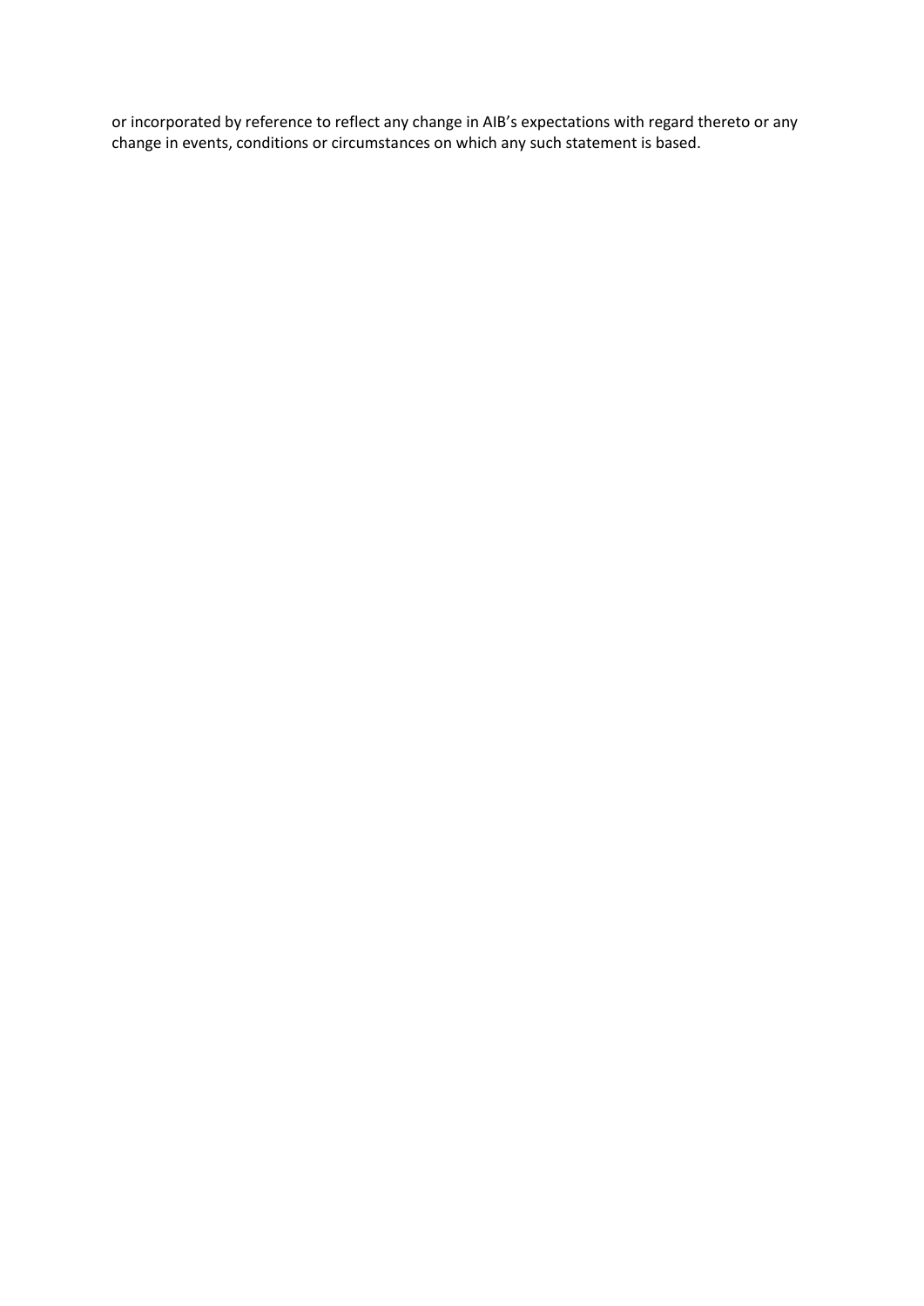or incorporated by reference to reflect any change in AIB's expectations with regard thereto or any change in events, conditions or circumstances on which any such statement is based.